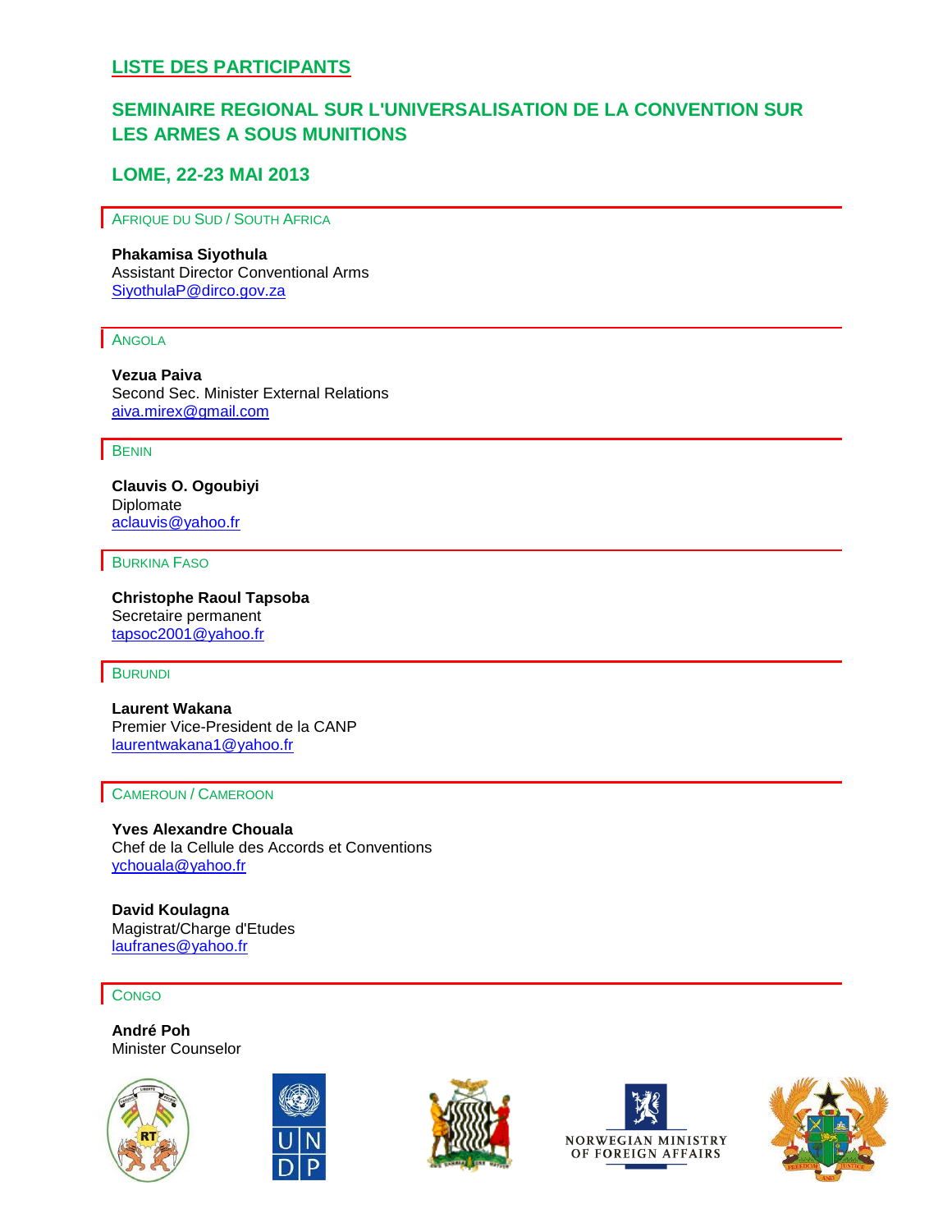## LISTE DES PARTICIPANTS

## SEMINAIRE REGIONAL SUR L'UNIVERSALISATION DE LA CONVENTION SUR LES ARMES A SOUS MUNITIONS

## LOME, 22-23 MAI 2013

### AFRIQUE DU SUD / SOUTH AFRICA

**Phakamisa Siyothula**
Assistant Director Conventional Arms
SiyothulaP@dirco.gov.za

### ANGOLA

**Vezua Paiva**
Second Sec. Minister External Relations
aiva.mirex@gmail.com

### BENIN

**Clauvis O. Ogoubiyi**
Diplomate
aclauvis@yahoo.fr

### BURKINA FASO

**Christophe Raoul Tapsoba**
Secretaire permanent
tapsoc2001@yahoo.fr

### BURUNDI

**Laurent Wakana**
Premier Vice-President de la CANP
laurentwakana1@yahoo.fr

### CAMEROUN / CAMEROON

**Yves Alexandre Chouala**
Chef de la Cellule des Accords et Conventions
ychouala@yahoo.fr

**David Koulagna**
Magistrat/Charge d'Etudes
laufranes@yahoo.fr

### CONGO

**André Poh**
Minister Counselor

NORWEGIAN MINISTRY OF FOREIGN AFFAIRS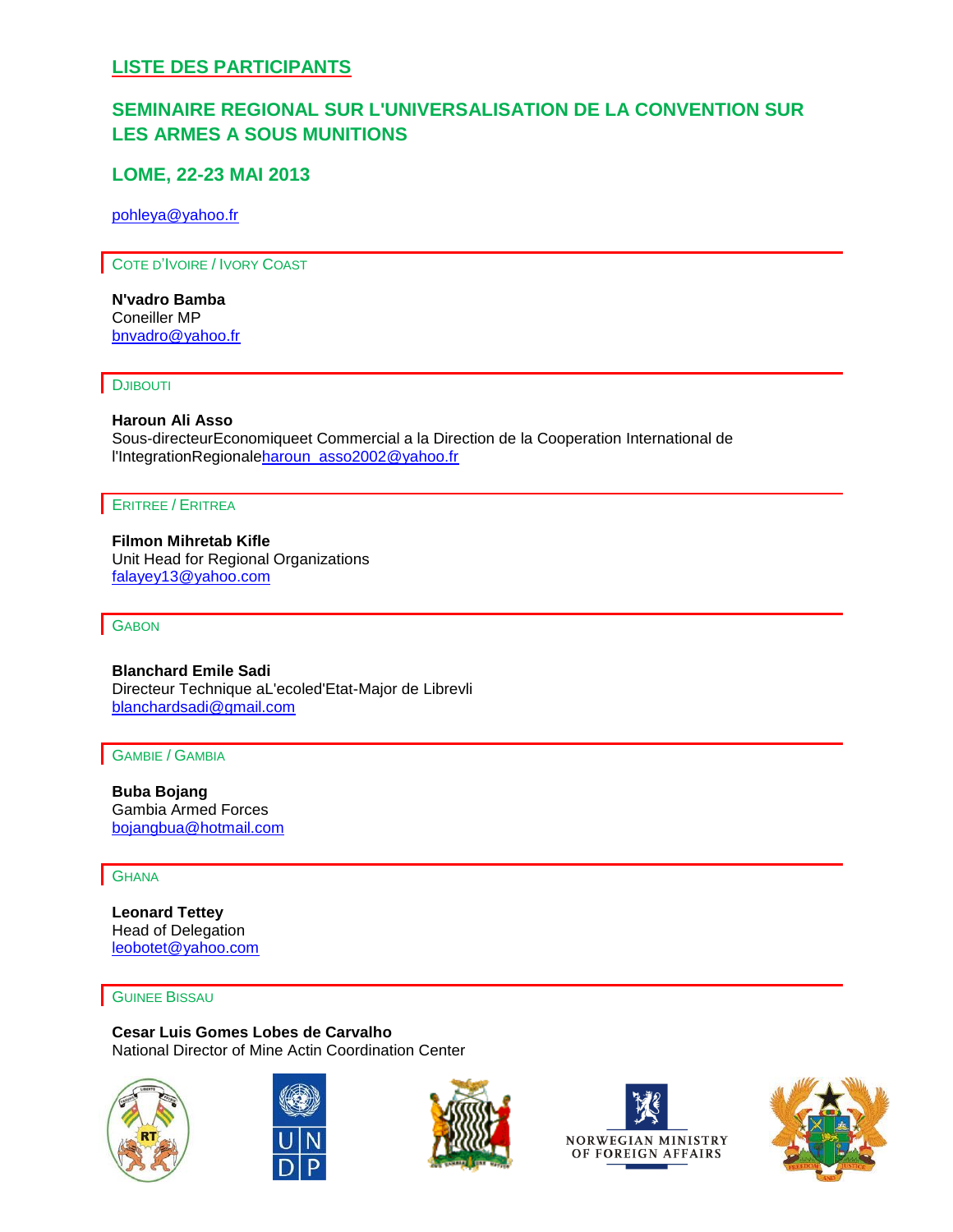## LISTE DES PARTICIPANTS

## SEMINAIRE REGIONAL SUR L'UNIVERSALISATION DE LA CONVENTION SUR LES ARMES A SOUS MUNITIONS

## LOME, 22-23 MAI 2013

pohleya@yahoo.fr

### COTE D'IVOIRE / IVORY COAST

**N'vadro Bamba**
Coneiller MP
bnvadro@yahoo.fr

### DJIBOUTI

**Haroun Ali Asso**
Sous-directeurEconomiqueet Commercial a la Direction de la Cooperation International de l'IntegrationRegionaleharoun_asso2002@yahoo.fr

### ERITREE / ERITREA

**Filmon Mihretab Kifle**
Unit Head for Regional Organizations
falayey13@yahoo.com

### GABON

**Blanchard Emile Sadi**
Directeur Technique aL'ecoled'Etat-Major de Librevli
blanchardsadi@gmail.com

### GAMBIE / GAMBIA

**Buba Bojang**
Gambia Armed Forces
bojangbua@hotmail.com

### GHANA

**Leonard Tettey**
Head of Delegation
leobotet@yahoo.com

### GUINEE BISSAU

**Cesar Luis Gomes Lobes de Carvalho**
National Director of Mine Actin Coordination Center

NORWEGIAN MINISTRY OF FOREIGN AFFAIRS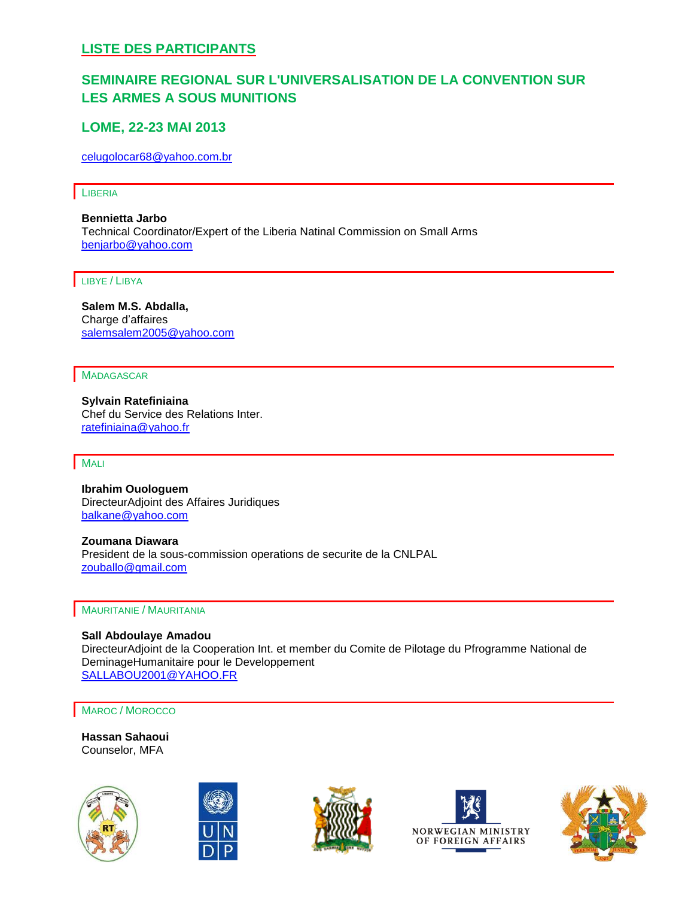## LISTE DES PARTICIPANTS

## SEMINAIRE REGIONAL SUR L'UNIVERSALISATION DE LA CONVENTION SUR LES ARMES A SOUS MUNITIONS

## LOME, 22-23 MAI 2013

celugolocar68@yahoo.com.br

### LIBERIA

**Bennietta Jarbo**
Technical Coordinator/Expert of the Liberia Natinal Commission on Small Arms
benjarbo@yahoo.com

### LIBYE / LIBYA

**Salem M.S. Abdalla,**
Charge d'affaires
salemsalem2005@yahoo.com

### MADAGASCAR

**Sylvain Ratefiniaina**
Chef du Service des Relations Inter.
ratefiniaina@yahoo.fr

### MALI

**Ibrahim Ouologuem**
DirecteurAdjoint des Affaires Juridiques
balkane@yahoo.com

**Zoumana Diawara**
President de la sous-commission operations de securite de la CNLPAL
zouballo@gmail.com

### MAURITANIE / MAURITANIA

**Sall Abdoulaye Amadou**
DirecteurAdjoint de la Cooperation Int. et member du Comite de Pilotage du Pfrogramme National de DeminageHumanitaire pour le Developpement
SALLABOU2001@YAHOO.FR

### MAROC / MOROCCO

**Hassan Sahaoui**
Counselor, MFA

NORWEGIAN MINISTRY OF FOREIGN AFFAIRS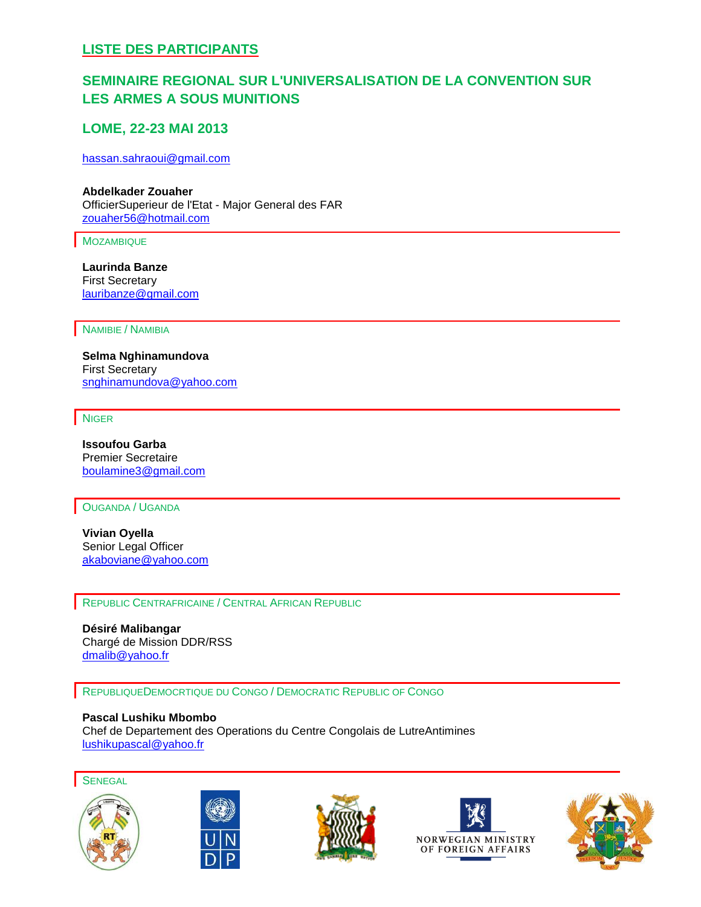## LISTE DES PARTICIPANTS

## SEMINAIRE REGIONAL SUR L'UNIVERSALISATION DE LA CONVENTION SUR LES ARMES A SOUS MUNITIONS

## LOME, 22-23 MAI 2013

hassan.sahraoui@gmail.com

**Abdelkader Zouaher**
OfficierSuperieur de l'Etat - Major General des FAR
zouaher56@hotmail.com

### MOZAMBIQUE

**Laurinda Banze**
First Secretary
lauribanze@gmail.com

### NAMIBIE / NAMIBIA

**Selma Nghinamundova**
First Secretary
snghinamundova@yahoo.com

### NIGER

**Issoufou Garba**
Premier Secretaire
boulamine3@gmail.com

### OUGANDA / UGANDA

**Vivian Oyella**
Senior Legal Officer
akaboviane@yahoo.com

### REPUBLIC CENTRAFRICAINE / CENTRAL AFRICAN REPUBLIC

**Désiré Malibangar**
Chargé de Mission DDR/RSS
dmalib@yahoo.fr

### REPUBLIQUEDEMOCRTIQUE DU CONGO / DEMOCRATIC REPUBLIC OF CONGO

**Pascal Lushiku Mbombo**
Chef de Departement des Operations du Centre Congolais de LutreAntimines
lushikupascal@yahoo.fr

### SENEGAL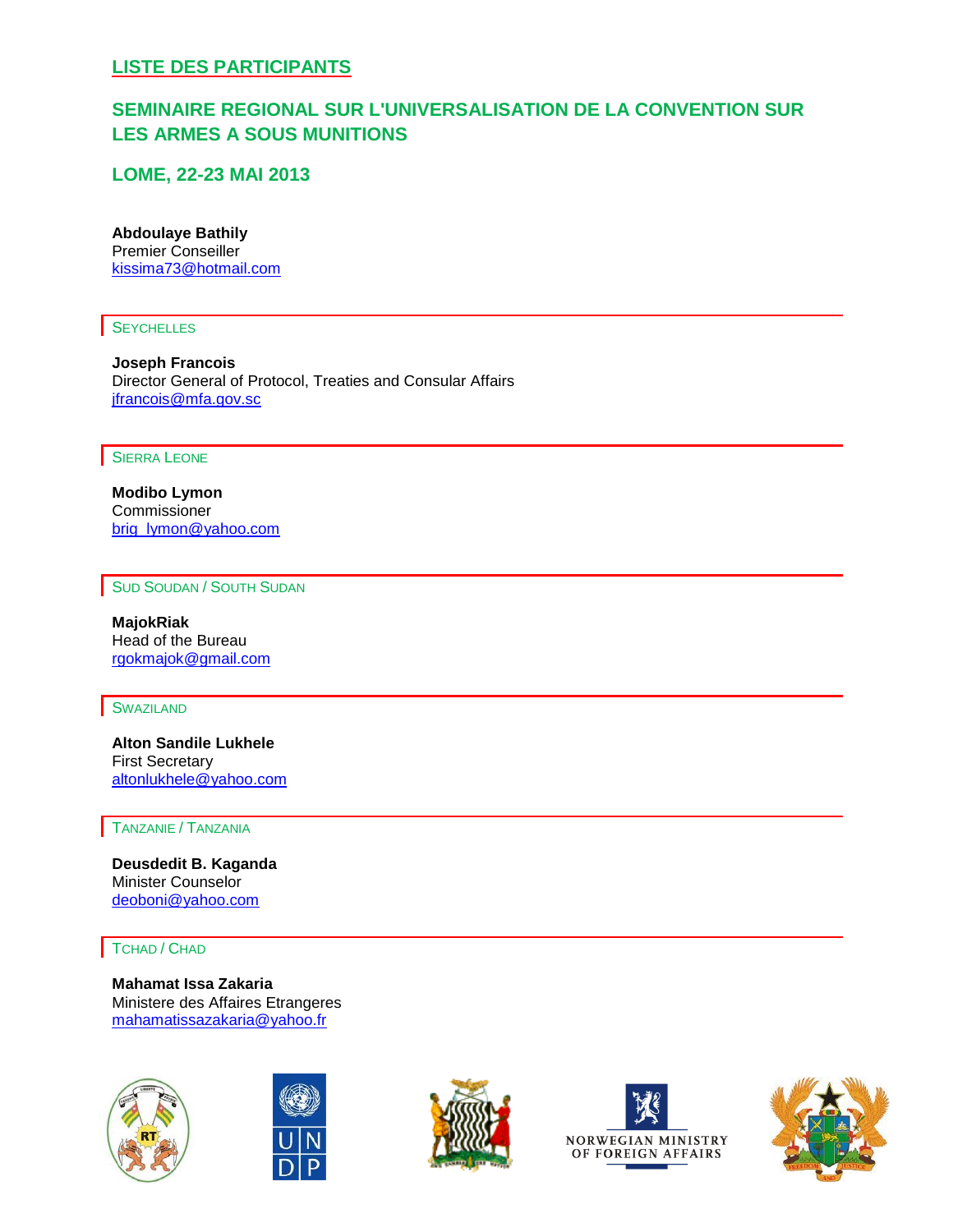## LISTE DES PARTICIPANTS

## SEMINAIRE REGIONAL SUR L'UNIVERSALISATION DE LA CONVENTION SUR LES ARMES A SOUS MUNITIONS

## LOME, 22-23 MAI 2013

**Abdoulaye Bathily**
Premier Conseiller
kissima73@hotmail.com

### SEYCHELLES

**Joseph Francois**
Director General of Protocol, Treaties and Consular Affairs
jfrancois@mfa.gov.sc

### SIERRA LEONE

**Modibo Lymon**
Commissioner
brig_lymon@yahoo.com

### SUD SOUDAN / SOUTH SUDAN

**MajokRiak**
Head of the Bureau
rgokmajok@gmail.com

### SWAZILAND

**Alton Sandile Lukhele**
First Secretary
altonlukhele@yahoo.com

### TANZANIE / TANZANIA

**Deusdedit B. Kaganda**
Minister Counselor
deoboni@yahoo.com

### TCHAD / CHAD

**Mahamat Issa Zakaria**
Ministere des Affaires Etrangeres
mahamatissazakaria@yahoo.fr

NORWEGIAN MINISTRY OF FOREIGN AFFAIRS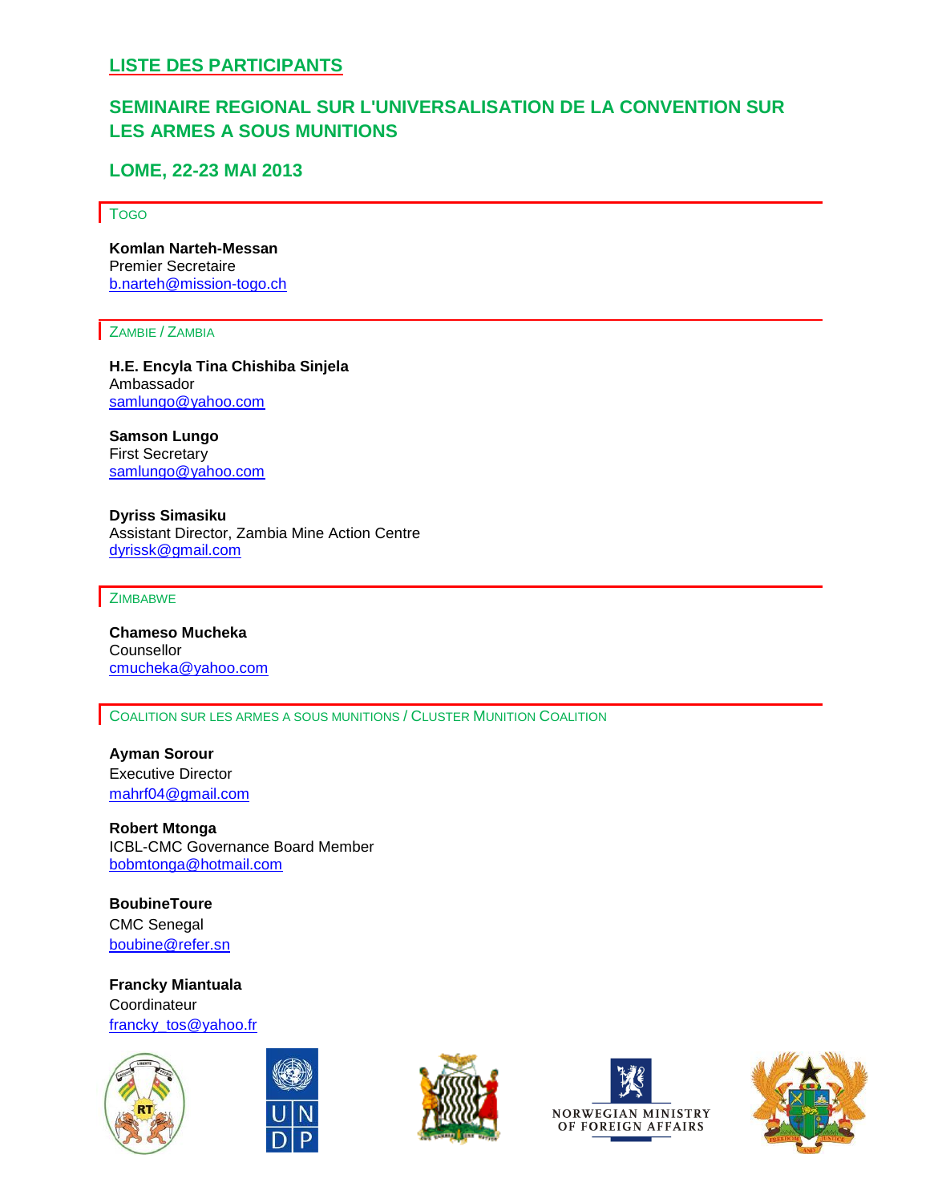## LISTE DES PARTICIPANTS

## SEMINAIRE REGIONAL SUR L'UNIVERSALISATION DE LA CONVENTION SUR LES ARMES A SOUS MUNITIONS

## LOME, 22-23 MAI 2013

### TOGO

**Komlan Narteh-Messan**
Premier Secretaire
b.narteh@mission-togo.ch

### ZAMBIE / ZAMBIA

**H.E. Encyla Tina Chishiba Sinjela**
Ambassador
samlungo@yahoo.com

**Samson Lungo**
First Secretary
samlungo@yahoo.com

**Dyriss Simasiku**
Assistant Director, Zambia Mine Action Centre
dyrissk@gmail.com

### ZIMBABWE

**Chameso Mucheka**
Counsellor
cmucheka@yahoo.com

### COALITION SUR LES ARMES A SOUS MUNITIONS / CLUSTER MUNITION COALITION

**Ayman Sorour**
Executive Director
mahrf04@gmail.com

**Robert Mtonga**
ICBL-CMC Governance Board Member
bobmtonga@hotmail.com

**BoubineToure**
CMC Senegal
boubine@refer.sn

**Francky Miantuala**
Coordinateur
francky_tos@yahoo.fr

NORWEGIAN MINISTRY OF FOREIGN AFFAIRS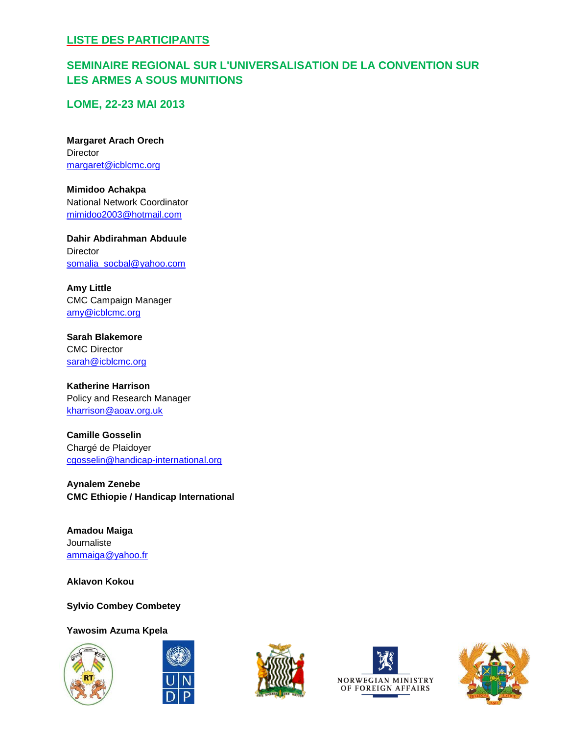## LISTE DES PARTICIPANTS

## SEMINAIRE REGIONAL SUR L'UNIVERSALISATION DE LA CONVENTION SUR LES ARMES A SOUS MUNITIONS

## LOME, 22-23 MAI 2013

**Margaret Arach Orech**
Director
margaret@icblcmc.org

**Mimidoo Achakpa**
National Network Coordinator
mimidoo2003@hotmail.com

**Dahir Abdirahman Abduule**
Director
somalia_socbal@yahoo.com

**Amy Little**
CMC Campaign Manager
amy@icblcmc.org

**Sarah Blakemore**
CMC Director
sarah@icblcmc.org

**Katherine Harrison**
Policy and Research Manager
kharrison@aoav.org.uk

**Camille Gosselin**
Chargé de Plaidoyer
cgosselin@handicap-international.org

**Aynalem Zenebe**
**CMC Ethiopie / Handicap International**

**Amadou Maiga**
Journaliste
ammaiga@yahoo.fr

**Aklavon Kokou**

**Sylvio Combey Combetey**

**Yawosim Azuma Kpela**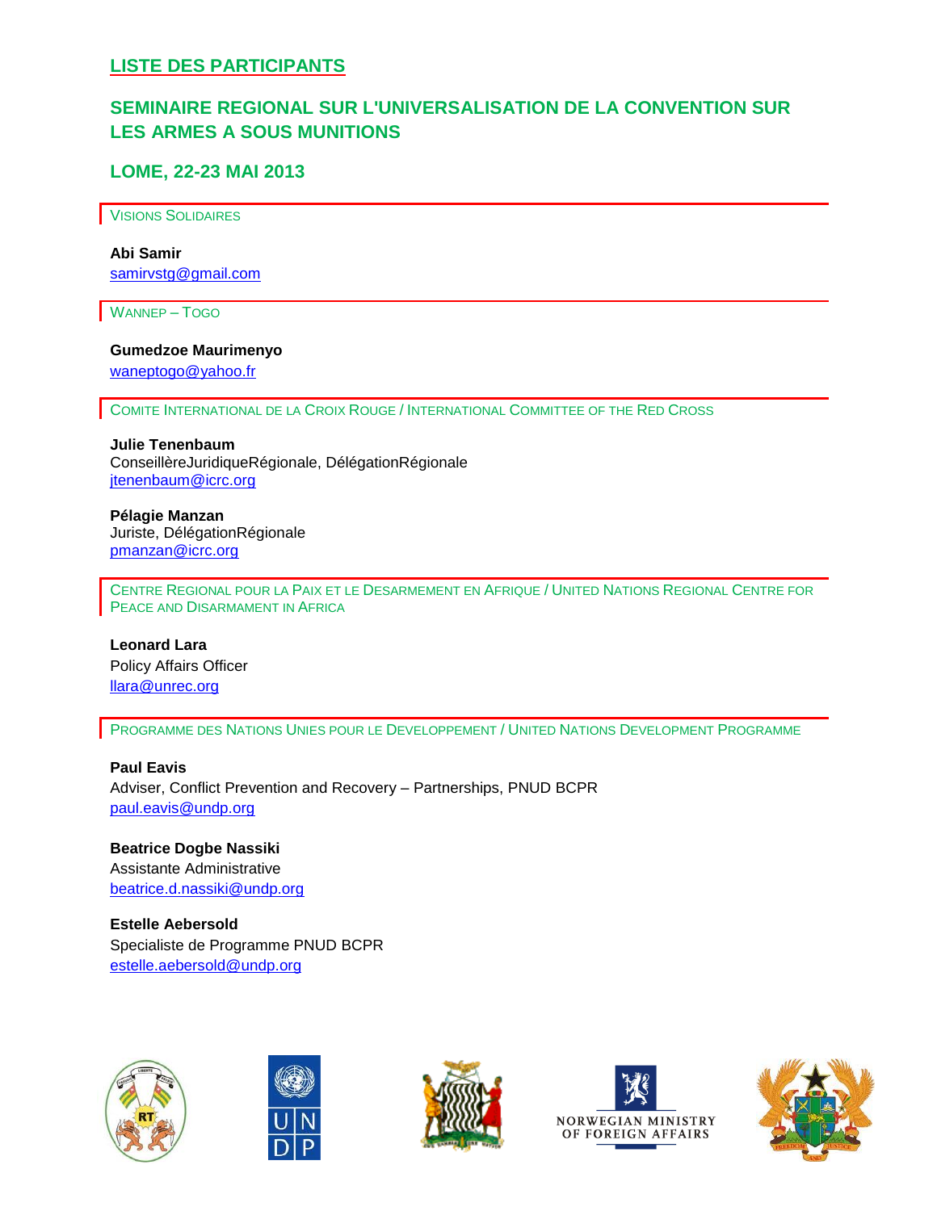## LISTE DES PARTICIPANTS

## SEMINAIRE REGIONAL SUR L'UNIVERSALISATION DE LA CONVENTION SUR LES ARMES A SOUS MUNITIONS

## LOME, 22-23 MAI 2013

### VISIONS SOLIDAIRES

**Abi Samir**
samirvstg@gmail.com

### WANNEP – TOGO

**Gumedzoe Maurimenyo**
waneptogo@yahoo.fr

### COMITE INTERNATIONAL DE LA CROIX ROUGE / INTERNATIONAL COMMITTEE OF THE RED CROSS

**Julie Tenenbaum**
ConseillèreJuridiqueRégionale, DélégationRégionale
jtenenbaum@icrc.org

**Pélagie Manzan**
Juriste, DélégationRégionale
pmanzan@icrc.org

### CENTRE REGIONAL POUR LA PAIX ET LE DESARMEMENT EN AFRIQUE / UNITED NATIONS REGIONAL CENTRE FOR PEACE AND DISARMAMENT IN AFRICA

**Leonard Lara**
Policy Affairs Officer
llara@unrec.org

### PROGRAMME DES NATIONS UNIES POUR LE DEVELOPPEMENT / UNITED NATIONS DEVELOPMENT PROGRAMME

**Paul Eavis**
Adviser, Conflict Prevention and Recovery – Partnerships, PNUD BCPR
paul.eavis@undp.org

**Beatrice Dogbe Nassiki**
Assistante Administrative
beatrice.d.nassiki@undp.org

**Estelle Aebersold**
Specialiste de Programme PNUD BCPR
estelle.aebersold@undp.org

NORWEGIAN MINISTRY OF FOREIGN AFFAIRS